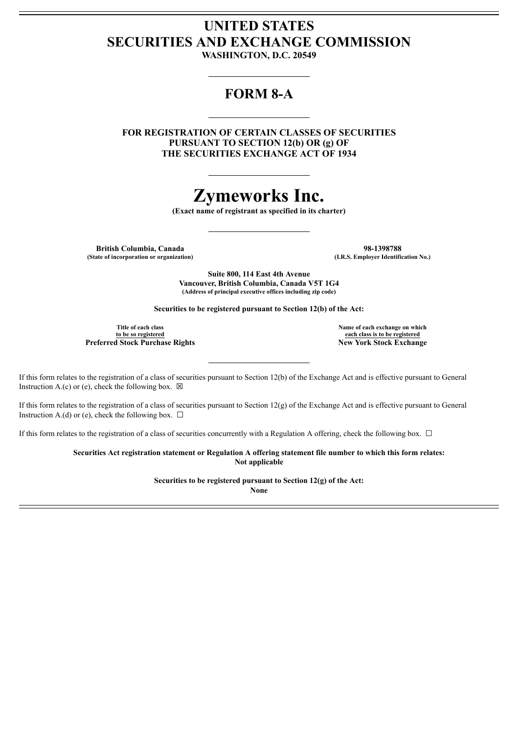# UNITED STATES
# SECURITIES AND EXCHANGE COMMISSION

**WASHINGTON, D.C. 20549**

## FORM 8-A

**FOR REGISTRATION OF CERTAIN CLASSES OF SECURITIES
PURSUANT TO SECTION 12(b) OR (g) OF
THE SECURITIES EXCHANGE ACT OF 1934**

# Zymeworks Inc.

**(Exact name of registrant as specified in its charter)**

| | |
|---|---|
| **British Columbia, Canada** | **98-1398788** |
| **(State of incorporation or organization)** | **(I.R.S. Employer Identification No.)** |

**Suite 800, 114 East 4th Avenue
Vancouver, British Columbia, Canada V5T 1G4
(Address of principal executive offices including zip code)**

**Securities to be registered pursuant to Section 12(b) of the Act:**

| Title of each class to be so registered | Name of each exchange on which each class is to be registered |
|---|---|
| **Preferred Stock Purchase Rights** | **New York Stock Exchange** |

If this form relates to the registration of a class of securities pursuant to Section 12(b) of the Exchange Act and is effective pursuant to General Instruction A.(c) or (e), check the following box. ☒

If this form relates to the registration of a class of securities pursuant to Section 12(g) of the Exchange Act and is effective pursuant to General Instruction A.(d) or (e), check the following box. ☐

If this form relates to the registration of a class of securities concurrently with a Regulation A offering, check the following box. ☐

**Securities Act registration statement or Regulation A offering statement file number to which this form relates:
Not applicable**

**Securities to be registered pursuant to Section 12(g) of the Act:
None**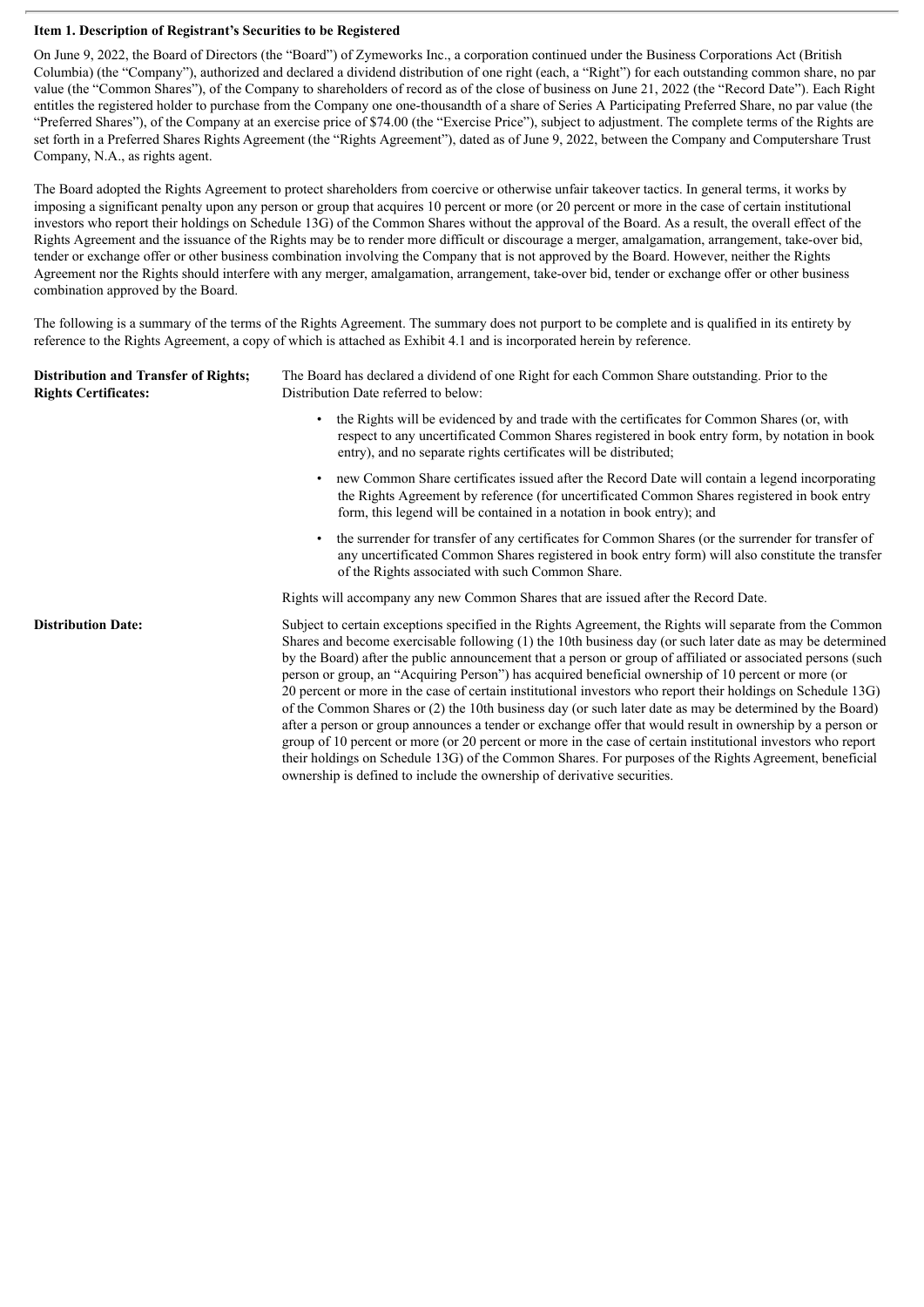**Item 1. Description of Registrant's Securities to be Registered**

On June 9, 2022, the Board of Directors (the "Board") of Zymeworks Inc., a corporation continued under the Business Corporations Act (British Columbia) (the "Company"), authorized and declared a dividend distribution of one right (each, a "Right") for each outstanding common share, no par value (the "Common Shares"), of the Company to shareholders of record as of the close of business on June 21, 2022 (the "Record Date"). Each Right entitles the registered holder to purchase from the Company one one-thousandth of a share of Series A Participating Preferred Share, no par value (the "Preferred Shares"), of the Company at an exercise price of $74.00 (the "Exercise Price"), subject to adjustment. The complete terms of the Rights are set forth in a Preferred Shares Rights Agreement (the "Rights Agreement"), dated as of June 9, 2022, between the Company and Computershare Trust Company, N.A., as rights agent.

The Board adopted the Rights Agreement to protect shareholders from coercive or otherwise unfair takeover tactics. In general terms, it works by imposing a significant penalty upon any person or group that acquires 10 percent or more (or 20 percent or more in the case of certain institutional investors who report their holdings on Schedule 13G) of the Common Shares without the approval of the Board. As a result, the overall effect of the Rights Agreement and the issuance of the Rights may be to render more difficult or discourage a merger, amalgamation, arrangement, take-over bid, tender or exchange offer or other business combination involving the Company that is not approved by the Board. However, neither the Rights Agreement nor the Rights should interfere with any merger, amalgamation, arrangement, take-over bid, tender or exchange offer or other business combination approved by the Board.

The following is a summary of the terms of the Rights Agreement. The summary does not purport to be complete and is qualified in its entirety by reference to the Rights Agreement, a copy of which is attached as Exhibit 4.1 and is incorporated herein by reference.

**Distribution and Transfer of Rights; Rights Certificates:**

The Board has declared a dividend of one Right for each Common Share outstanding. Prior to the Distribution Date referred to below:

- the Rights will be evidenced by and trade with the certificates for Common Shares (or, with respect to any uncertificated Common Shares registered in book entry form, by notation in book entry), and no separate rights certificates will be distributed;
- new Common Share certificates issued after the Record Date will contain a legend incorporating the Rights Agreement by reference (for uncertificated Common Shares registered in book entry form, this legend will be contained in a notation in book entry); and
- the surrender for transfer of any certificates for Common Shares (or the surrender for transfer of any uncertificated Common Shares registered in book entry form) will also constitute the transfer of the Rights associated with such Common Share.

Rights will accompany any new Common Shares that are issued after the Record Date.

**Distribution Date:**

Subject to certain exceptions specified in the Rights Agreement, the Rights will separate from the Common Shares and become exercisable following (1) the 10th business day (or such later date as may be determined by the Board) after the public announcement that a person or group of affiliated or associated persons (such person or group, an "Acquiring Person") has acquired beneficial ownership of 10 percent or more (or 20 percent or more in the case of certain institutional investors who report their holdings on Schedule 13G) of the Common Shares or (2) the 10th business day (or such later date as may be determined by the Board) after a person or group announces a tender or exchange offer that would result in ownership by a person or group of 10 percent or more (or 20 percent or more in the case of certain institutional investors who report their holdings on Schedule 13G) of the Common Shares. For purposes of the Rights Agreement, beneficial ownership is defined to include the ownership of derivative securities.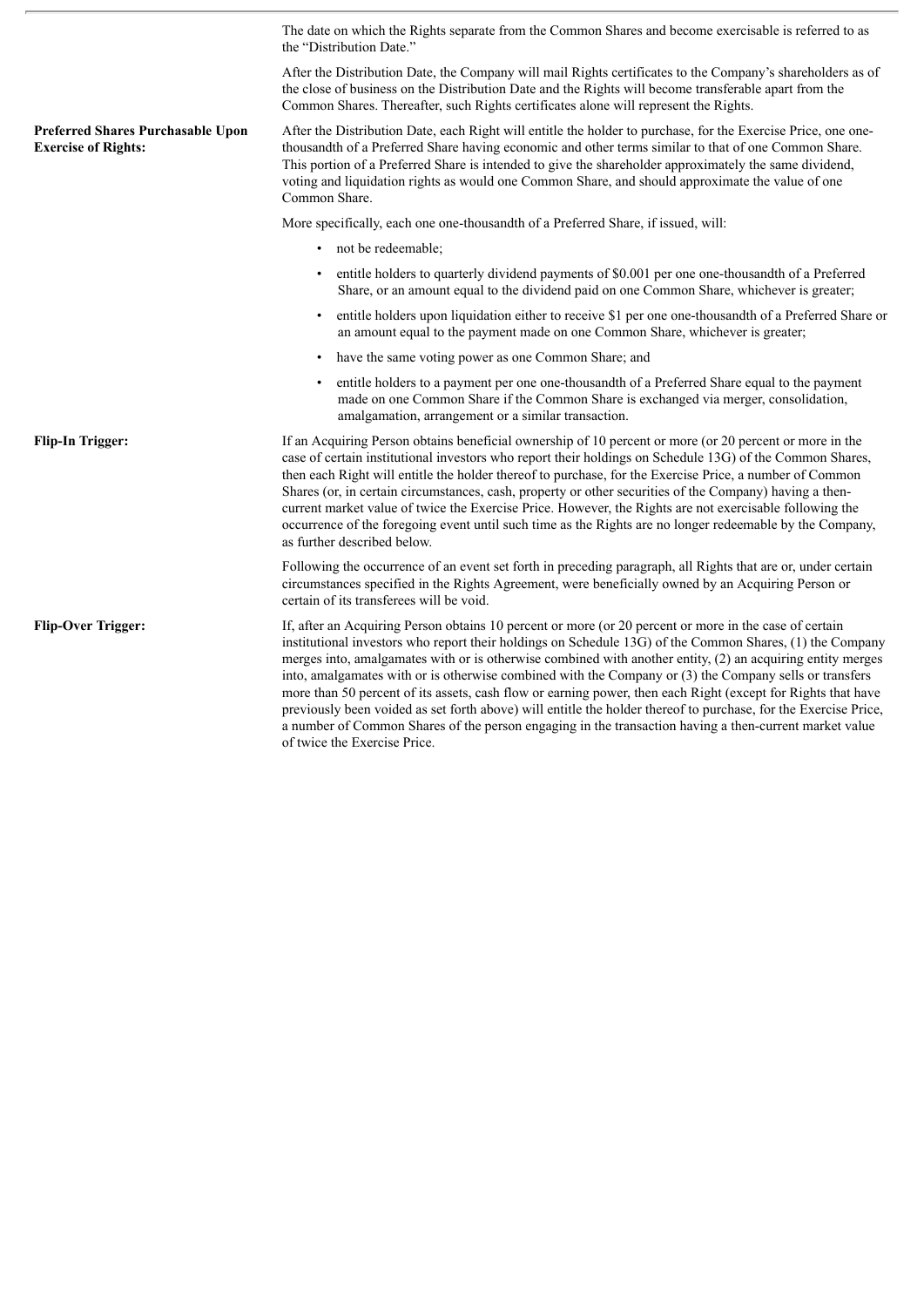The date on which the Rights separate from the Common Shares and become exercisable is referred to as the "Distribution Date."

After the Distribution Date, the Company will mail Rights certificates to the Company's shareholders as of the close of business on the Distribution Date and the Rights will become transferable apart from the Common Shares. Thereafter, such Rights certificates alone will represent the Rights.

**Preferred Shares Purchasable Upon Exercise of Rights:**

After the Distribution Date, each Right will entitle the holder to purchase, for the Exercise Price, one one-thousandth of a Preferred Share having economic and other terms similar to that of one Common Share. This portion of a Preferred Share is intended to give the shareholder approximately the same dividend, voting and liquidation rights as would one Common Share, and should approximate the value of one Common Share.

More specifically, each one one-thousandth of a Preferred Share, if issued, will:

- not be redeemable;
- entitle holders to quarterly dividend payments of $0.001 per one one-thousandth of a Preferred Share, or an amount equal to the dividend paid on one Common Share, whichever is greater;
- entitle holders upon liquidation either to receive $1 per one one-thousandth of a Preferred Share or an amount equal to the payment made on one Common Share, whichever is greater;
- have the same voting power as one Common Share; and
- entitle holders to a payment per one one-thousandth of a Preferred Share equal to the payment made on one Common Share if the Common Share is exchanged via merger, consolidation, amalgamation, arrangement or a similar transaction.

**Flip-In Trigger:**

If an Acquiring Person obtains beneficial ownership of 10 percent or more (or 20 percent or more in the case of certain institutional investors who report their holdings on Schedule 13G) of the Common Shares, then each Right will entitle the holder thereof to purchase, for the Exercise Price, a number of Common Shares (or, in certain circumstances, cash, property or other securities of the Company) having a then-current market value of twice the Exercise Price. However, the Rights are not exercisable following the occurrence of the foregoing event until such time as the Rights are no longer redeemable by the Company, as further described below.

Following the occurrence of an event set forth in preceding paragraph, all Rights that are or, under certain circumstances specified in the Rights Agreement, were beneficially owned by an Acquiring Person or certain of its transferees will be void.

**Flip-Over Trigger:**

If, after an Acquiring Person obtains 10 percent or more (or 20 percent or more in the case of certain institutional investors who report their holdings on Schedule 13G) of the Common Shares, (1) the Company merges into, amalgamates with or is otherwise combined with another entity, (2) an acquiring entity merges into, amalgamates with or is otherwise combined with the Company or (3) the Company sells or transfers more than 50 percent of its assets, cash flow or earning power, then each Right (except for Rights that have previously been voided as set forth above) will entitle the holder thereof to purchase, for the Exercise Price, a number of Common Shares of the person engaging in the transaction having a then-current market value of twice the Exercise Price.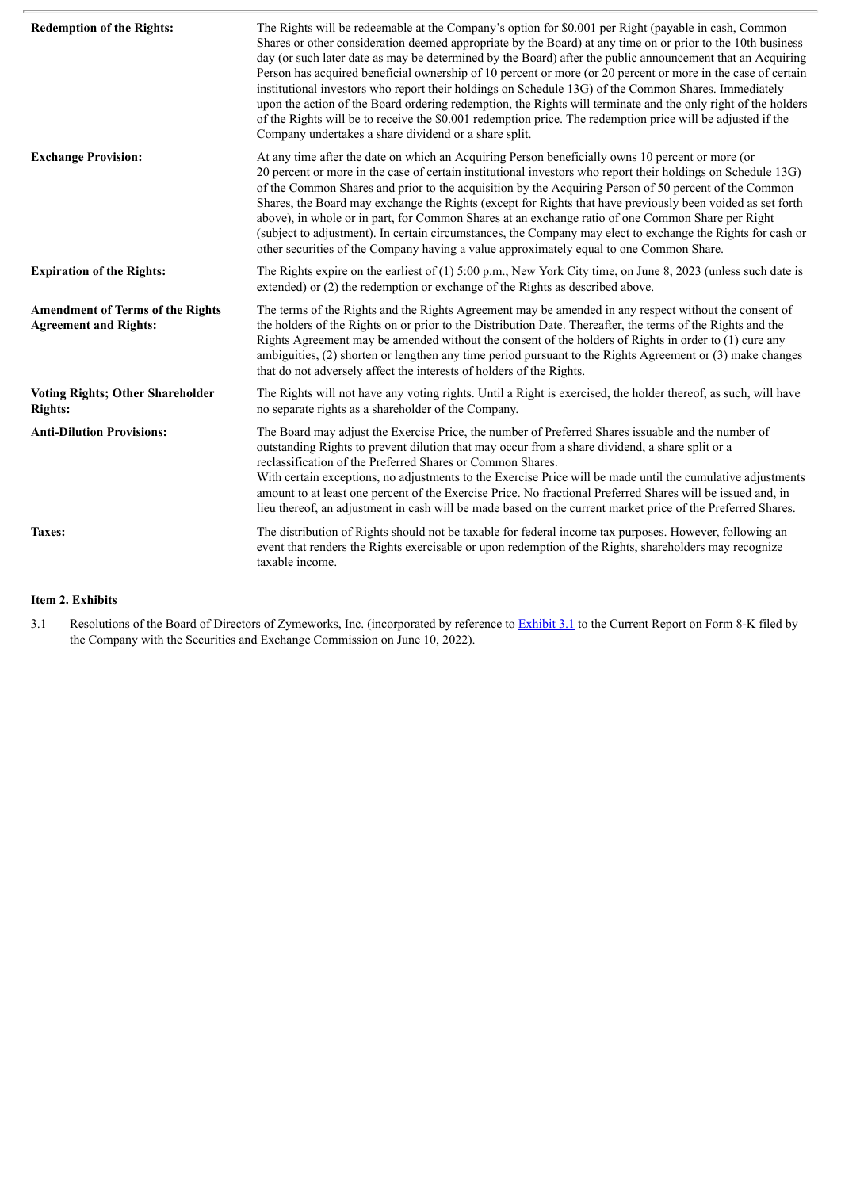| | |
|---|---|
| **Redemption of the Rights:** | The Rights will be redeemable at the Company's option for $0.001 per Right (payable in cash, Common Shares or other consideration deemed appropriate by the Board) at any time on or prior to the 10th business day (or such later date as may be determined by the Board) after the public announcement that an Acquiring Person has acquired beneficial ownership of 10 percent or more (or 20 percent or more in the case of certain institutional investors who report their holdings on Schedule 13G) of the Common Shares. Immediately upon the action of the Board ordering redemption, the Rights will terminate and the only right of the holders of the Rights will be to receive the $0.001 redemption price. The redemption price will be adjusted if the Company undertakes a share dividend or a share split. |
| **Exchange Provision:** | At any time after the date on which an Acquiring Person beneficially owns 10 percent or more (or 20 percent or more in the case of certain institutional investors who report their holdings on Schedule 13G) of the Common Shares and prior to the acquisition by the Acquiring Person of 50 percent of the Common Shares, the Board may exchange the Rights (except for Rights that have previously been voided as set forth above), in whole or in part, for Common Shares at an exchange ratio of one Common Share per Right (subject to adjustment). In certain circumstances, the Company may elect to exchange the Rights for cash or other securities of the Company having a value approximately equal to one Common Share. |
| **Expiration of the Rights:** | The Rights expire on the earliest of (1) 5:00 p.m., New York City time, on June 8, 2023 (unless such date is extended) or (2) the redemption or exchange of the Rights as described above. |
| **Amendment of Terms of the Rights Agreement and Rights:** | The terms of the Rights and the Rights Agreement may be amended in any respect without the consent of the holders of the Rights on or prior to the Distribution Date. Thereafter, the terms of the Rights and the Rights Agreement may be amended without the consent of the holders of Rights in order to (1) cure any ambiguities, (2) shorten or lengthen any time period pursuant to the Rights Agreement or (3) make changes that do not adversely affect the interests of holders of the Rights. |
| **Voting Rights; Other Shareholder Rights:** | The Rights will not have any voting rights. Until a Right is exercised, the holder thereof, as such, will have no separate rights as a shareholder of the Company. |
| **Anti-Dilution Provisions:** | The Board may adjust the Exercise Price, the number of Preferred Shares issuable and the number of outstanding Rights to prevent dilution that may occur from a share dividend, a share split or a reclassification of the Preferred Shares or Common Shares.<br>With certain exceptions, no adjustments to the Exercise Price will be made until the cumulative adjustments amount to at least one percent of the Exercise Price. No fractional Preferred Shares will be issued and, in lieu thereof, an adjustment in cash will be made based on the current market price of the Preferred Shares. |
| **Taxes:** | The distribution of Rights should not be taxable for federal income tax purposes. However, following an event that renders the Rights exercisable or upon redemption of the Rights, shareholders may recognize taxable income. |

**Item 2. Exhibits**

3.1 Resolutions of the Board of Directors of Zymeworks, Inc. (incorporated by reference to Exhibit 3.1 to the Current Report on Form 8-K filed by the Company with the Securities and Exchange Commission on June 10, 2022).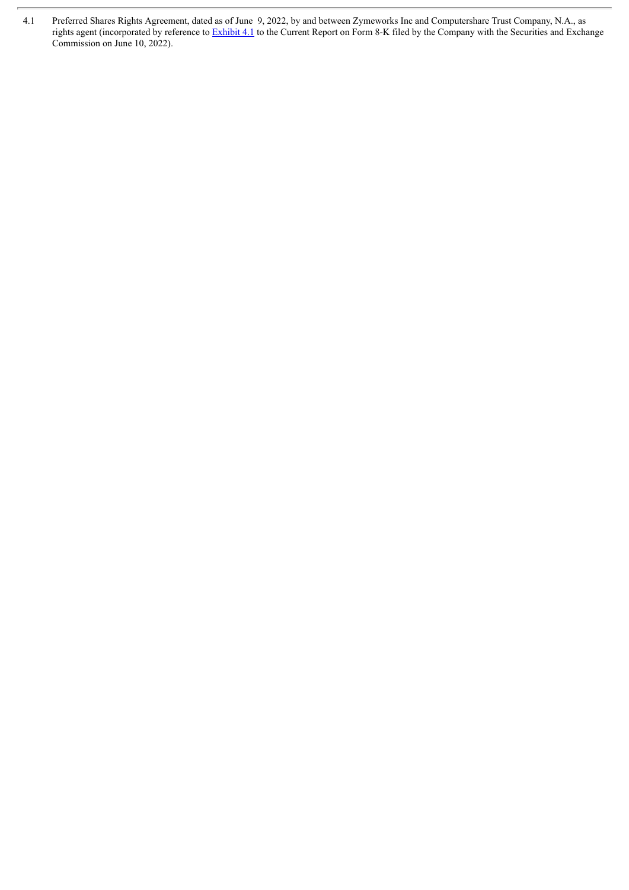4.1 Preferred Shares Rights Agreement, dated as of June 9, 2022, by and between Zymeworks Inc and Computershare Trust Company, N.A., as rights agent (incorporated by reference to Exhibit 4.1 to the Current Report on Form 8-K filed by the Company with the Securities and Exchange Commission on June 10, 2022).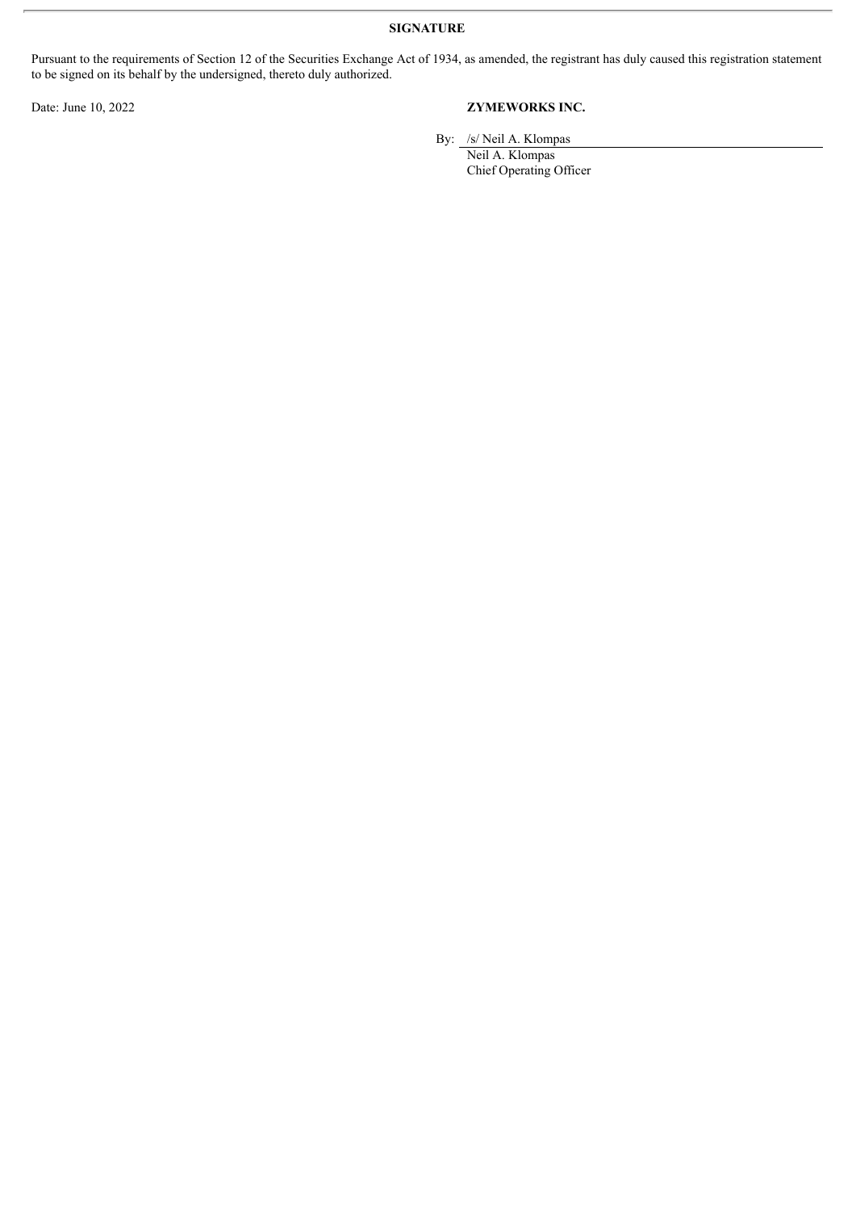**SIGNATURE**

Pursuant to the requirements of Section 12 of the Securities Exchange Act of 1934, as amended, the registrant has duly caused this registration statement to be signed on its behalf by the undersigned, thereto duly authorized.

Date: June 10, 2022

**ZYMEWORKS INC.**

By: /s/ Neil A. Klompas
Neil A. Klompas
Chief Operating Officer